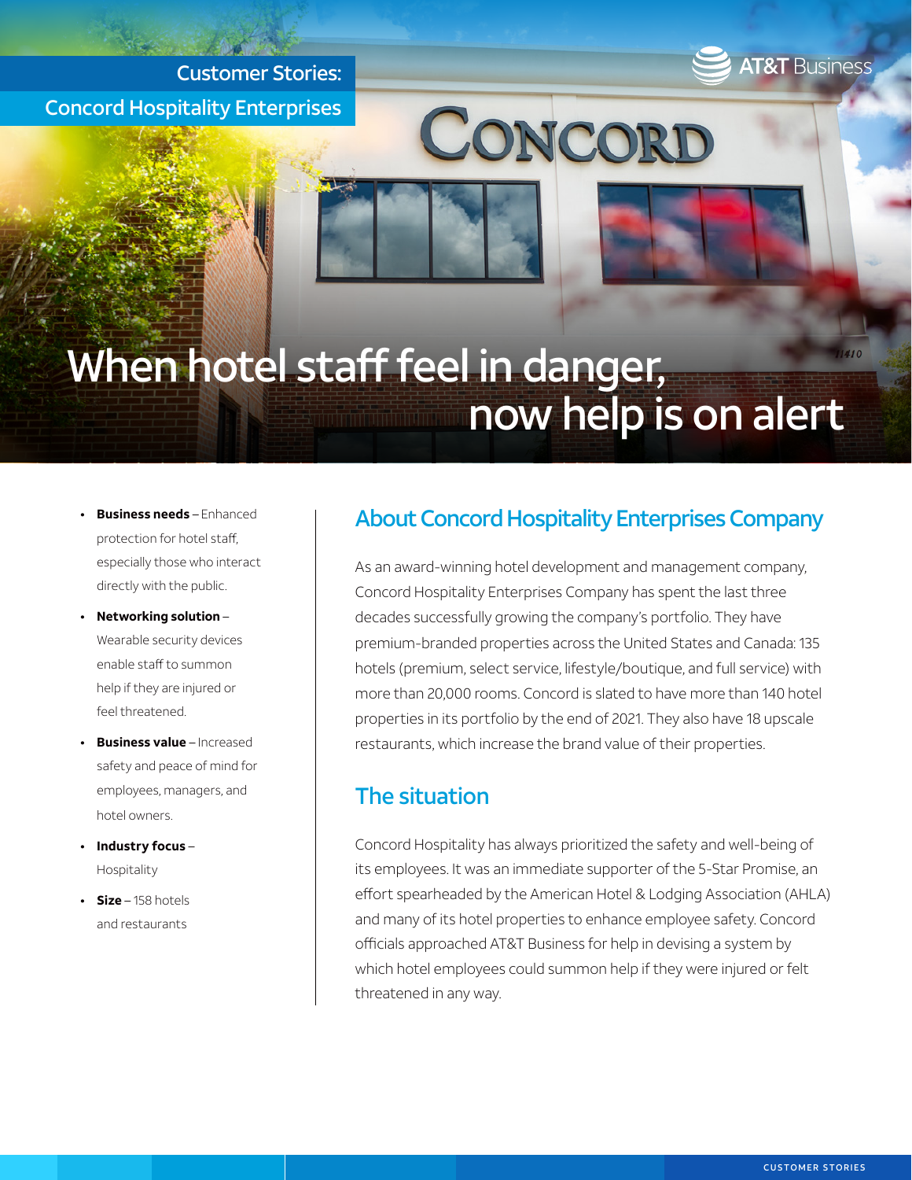Customer Stories:

Concord Hospitality Enterprises

AT&T Business

# When hotel staff feel in danger, now help is on alert

- **Business needs** – Enhanced protection for hotel staff, especially those who interact directly with the public.
- **Networking solution** – Wearable security devices enable staff to summon help if they are injured or feel threatened.
- **Business value** – Increased safety and peace of mind for employees, managers, and hotel owners.
- **Industry focus** – Hospitality
- **Size** – 158 hotels and restaurants

## About Concord Hospitality Enterprises Company

As an award-winning hotel development and management company, Concord Hospitality Enterprises Company has spent the last three decades successfully growing the company's portfolio. They have premium-branded properties across the United States and Canada: 135 hotels (premium, select service, lifestyle/boutique, and full service) with more than 20,000 rooms. Concord is slated to have more than 140 hotel properties in its portfolio by the end of 2021. They also have 18 upscale restaurants, which increase the brand value of their properties.

## The situation

Concord Hospitality has always prioritized the safety and well-being of its employees. It was an immediate supporter of the 5-Star Promise, an effort spearheaded by the American Hotel & Lodging Association (AHLA) and many of its hotel properties to enhance employee safety. Concord officials approached AT&T Business for help in devising a system by which hotel employees could summon help if they were injured or felt threatened in any way.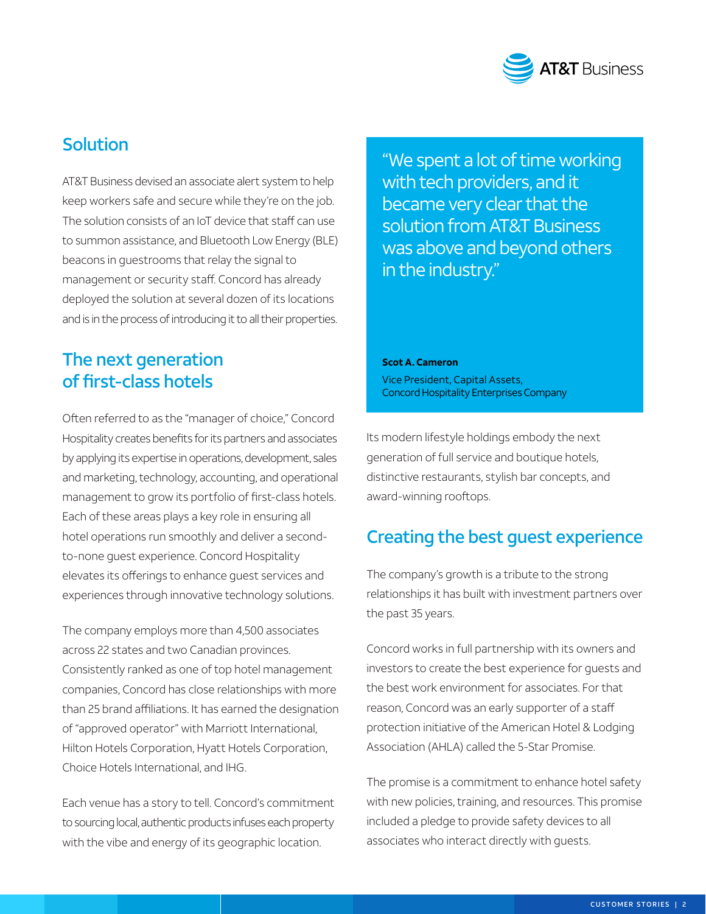## Solution

AT&T Business devised an associate alert system to help keep workers safe and secure while they're on the job. The solution consists of an IoT device that staff can use to summon assistance, and Bluetooth Low Energy (BLE) beacons in guestrooms that relay the signal to management or security staff. Concord has already deployed the solution at several dozen of its locations and is in the process of introducing it to all their properties.

## The next generation of first-class hotels

Often referred to as the "manager of choice," Concord Hospitality creates benefits for its partners and associates by applying its expertise in operations, development, sales and marketing, technology, accounting, and operational management to grow its portfolio of first-class hotels. Each of these areas plays a key role in ensuring all hotel operations run smoothly and deliver a second-to-none guest experience. Concord Hospitality elevates its offerings to enhance guest services and experiences through innovative technology solutions.

The company employs more than 4,500 associates across 22 states and two Canadian provinces. Consistently ranked as one of top hotel management companies, Concord has close relationships with more than 25 brand affiliations. It has earned the designation of "approved operator" with Marriott International, Hilton Hotels Corporation, Hyatt Hotels Corporation, Choice Hotels International, and IHG.

Each venue has a story to tell. Concord's commitment to sourcing local, authentic products infuses each property with the vibe and energy of its geographic location.

> "We spent a lot of time working with tech providers, and it became very clear that the solution from AT&T Business was above and beyond others in the industry."
>
> **Scot A. Cameron**
> Vice President, Capital Assets,
> Concord Hospitality Enterprises Company

Its modern lifestyle holdings embody the next generation of full service and boutique hotels, distinctive restaurants, stylish bar concepts, and award-winning rooftops.

## Creating the best guest experience

The company's growth is a tribute to the strong relationships it has built with investment partners over the past 35 years.

Concord works in full partnership with its owners and investors to create the best experience for guests and the best work environment for associates. For that reason, Concord was an early supporter of a staff protection initiative of the American Hotel & Lodging Association (AHLA) called the 5-Star Promise.

The promise is a commitment to enhance hotel safety with new policies, training, and resources. This promise included a pledge to provide safety devices to all associates who interact directly with guests.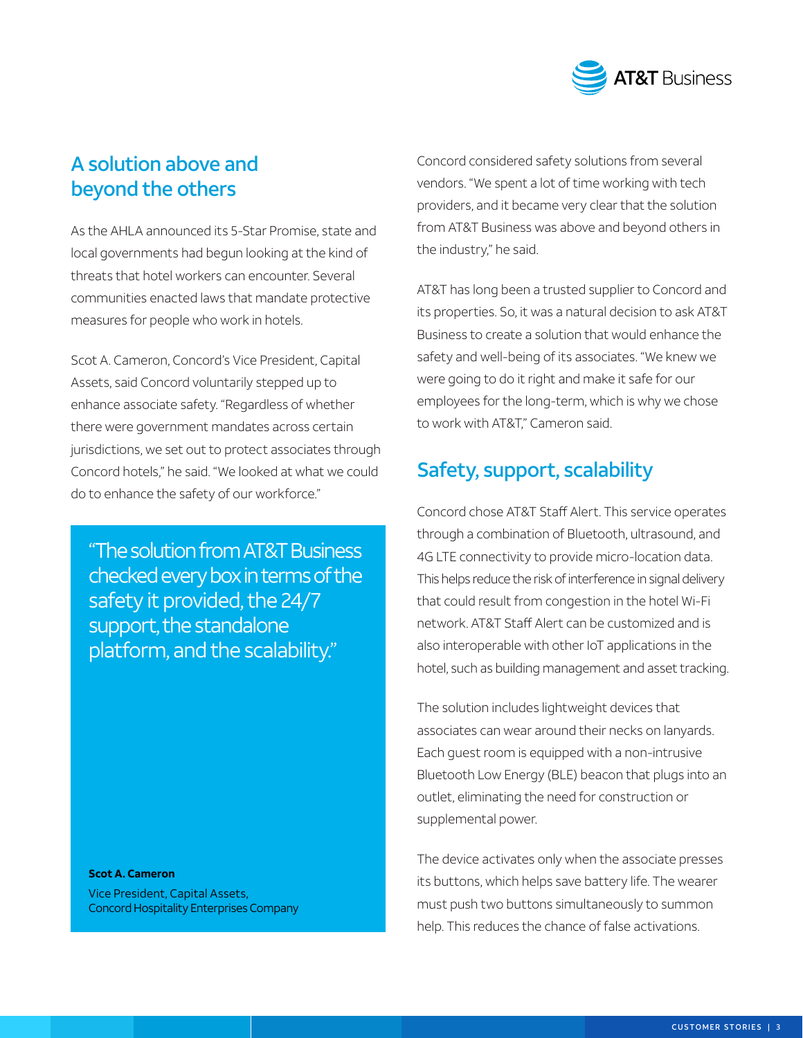## A solution above and beyond the others

As the AHLA announced its 5-Star Promise, state and local governments had begun looking at the kind of threats that hotel workers can encounter. Several communities enacted laws that mandate protective measures for people who work in hotels.

Scot A. Cameron, Concord's Vice President, Capital Assets, said Concord voluntarily stepped up to enhance associate safety. "Regardless of whether there were government mandates across certain jurisdictions, we set out to protect associates through Concord hotels," he said. "We looked at what we could do to enhance the safety of our workforce."

> "The solution from AT&T Business checked every box in terms of the safety it provided, the 24/7 support, the standalone platform, and the scalability."
>
> **Scot A. Cameron**
> Vice President, Capital Assets,
> Concord Hospitality Enterprises Company

Concord considered safety solutions from several vendors. "We spent a lot of time working with tech providers, and it became very clear that the solution from AT&T Business was above and beyond others in the industry," he said.

AT&T has long been a trusted supplier to Concord and its properties. So, it was a natural decision to ask AT&T Business to create a solution that would enhance the safety and well-being of its associates. "We knew we were going to do it right and make it safe for our employees for the long-term, which is why we chose to work with AT&T," Cameron said.

## Safety, support, scalability

Concord chose AT&T Staff Alert. This service operates through a combination of Bluetooth, ultrasound, and 4G LTE connectivity to provide micro-location data. This helps reduce the risk of interference in signal delivery that could result from congestion in the hotel Wi-Fi network. AT&T Staff Alert can be customized and is also interoperable with other IoT applications in the hotel, such as building management and asset tracking.

The solution includes lightweight devices that associates can wear around their necks on lanyards. Each guest room is equipped with a non-intrusive Bluetooth Low Energy (BLE) beacon that plugs into an outlet, eliminating the need for construction or supplemental power.

The device activates only when the associate presses its buttons, which helps save battery life. The wearer must push two buttons simultaneously to summon help. This reduces the chance of false activations.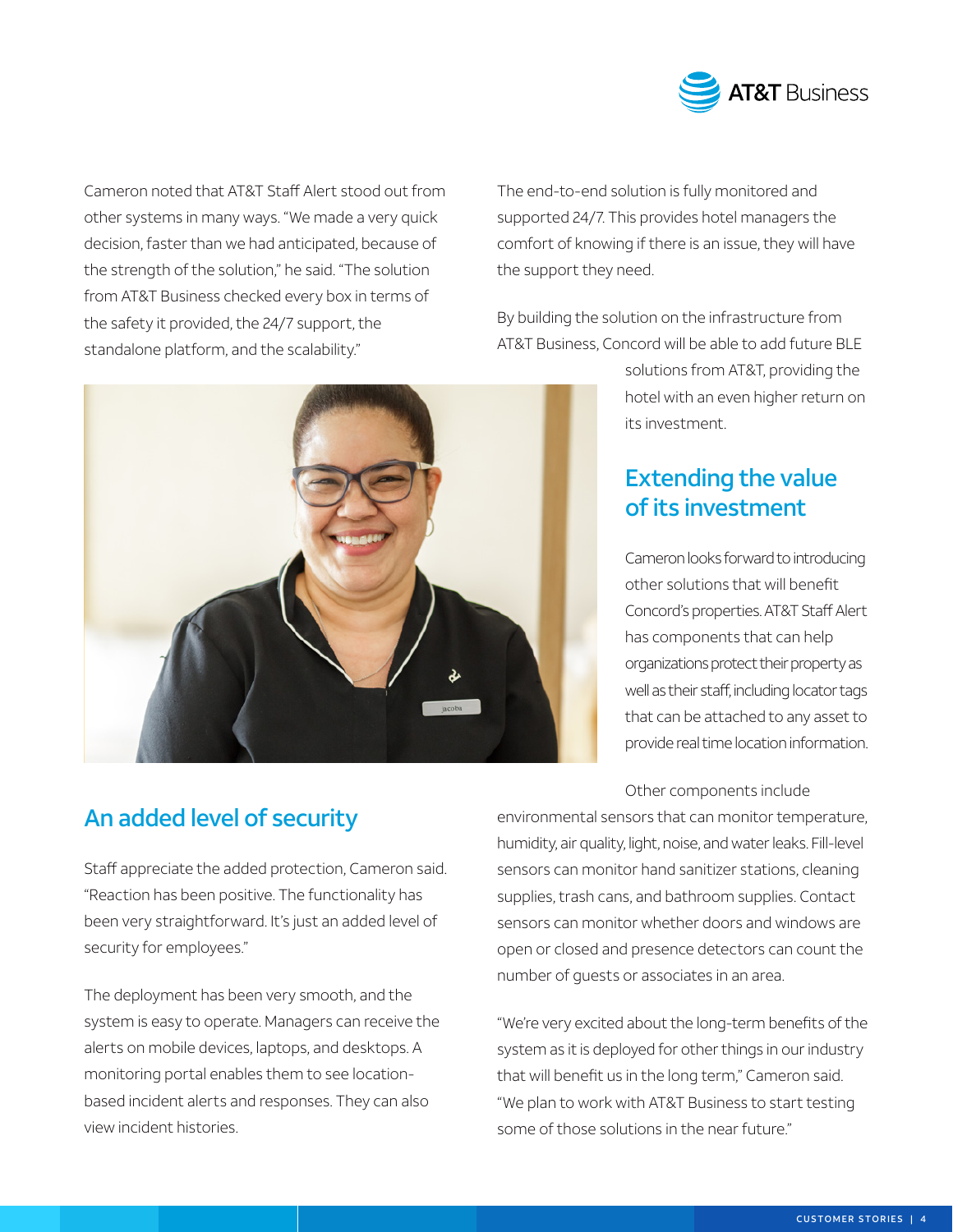Cameron noted that AT&T Staff Alert stood out from other systems in many ways. "We made a very quick decision, faster than we had anticipated, because of the strength of the solution," he said. "The solution from AT&T Business checked every box in terms of the safety it provided, the 24/7 support, the standalone platform, and the scalability."

The end-to-end solution is fully monitored and supported 24/7. This provides hotel managers the comfort of knowing if there is an issue, they will have the support they need.

By building the solution on the infrastructure from AT&T Business, Concord will be able to add future BLE solutions from AT&T, providing the hotel with an even higher return on its investment.

## An added level of security

Staff appreciate the added protection, Cameron said. "Reaction has been positive. The functionality has been very straightforward. It's just an added level of security for employees."

The deployment has been very smooth, and the system is easy to operate. Managers can receive the alerts on mobile devices, laptops, and desktops. A monitoring portal enables them to see location-based incident alerts and responses. They can also view incident histories.

## Extending the value of its investment

Cameron looks forward to introducing other solutions that will benefit Concord's properties. AT&T Staff Alert has components that can help organizations protect their property as well as their staff, including locator tags that can be attached to any asset to provide real time location information.

Other components include environmental sensors that can monitor temperature, humidity, air quality, light, noise, and water leaks. Fill-level sensors can monitor hand sanitizer stations, cleaning supplies, trash cans, and bathroom supplies. Contact sensors can monitor whether doors and windows are open or closed and presence detectors can count the number of guests or associates in an area.

"We're very excited about the long-term benefits of the system as it is deployed for other things in our industry that will benefit us in the long term," Cameron said. "We plan to work with AT&T Business to start testing some of those solutions in the near future."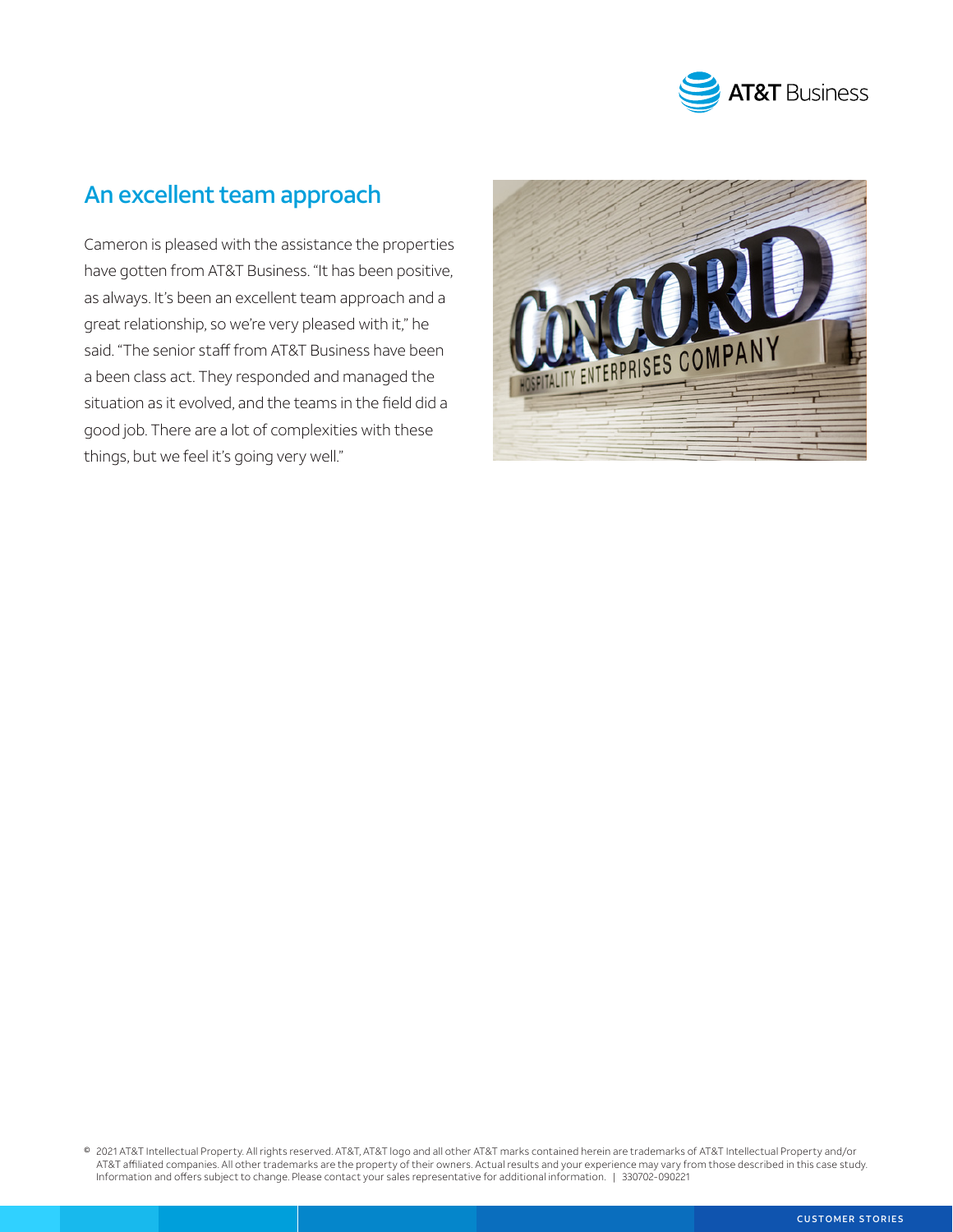## An excellent team approach

Cameron is pleased with the assistance the properties have gotten from AT&T Business. "It has been positive, as always. It's been an excellent team approach and a great relationship, so we're very pleased with it," he said. "The senior staff from AT&T Business have been a been class act. They responded and managed the situation as it evolved, and the teams in the field did a good job. There are a lot of complexities with these things, but we feel it's going very well."

© 2021 AT&T Intellectual Property. All rights reserved. AT&T, AT&T logo and all other AT&T marks contained herein are trademarks of AT&T Intellectual Property and/or AT&T affiliated companies. All other trademarks are the property of their owners. Actual results and your experience may vary from those described in this case study. Information and offers subject to change. Please contact your sales representative for additional information. | 330702-090221